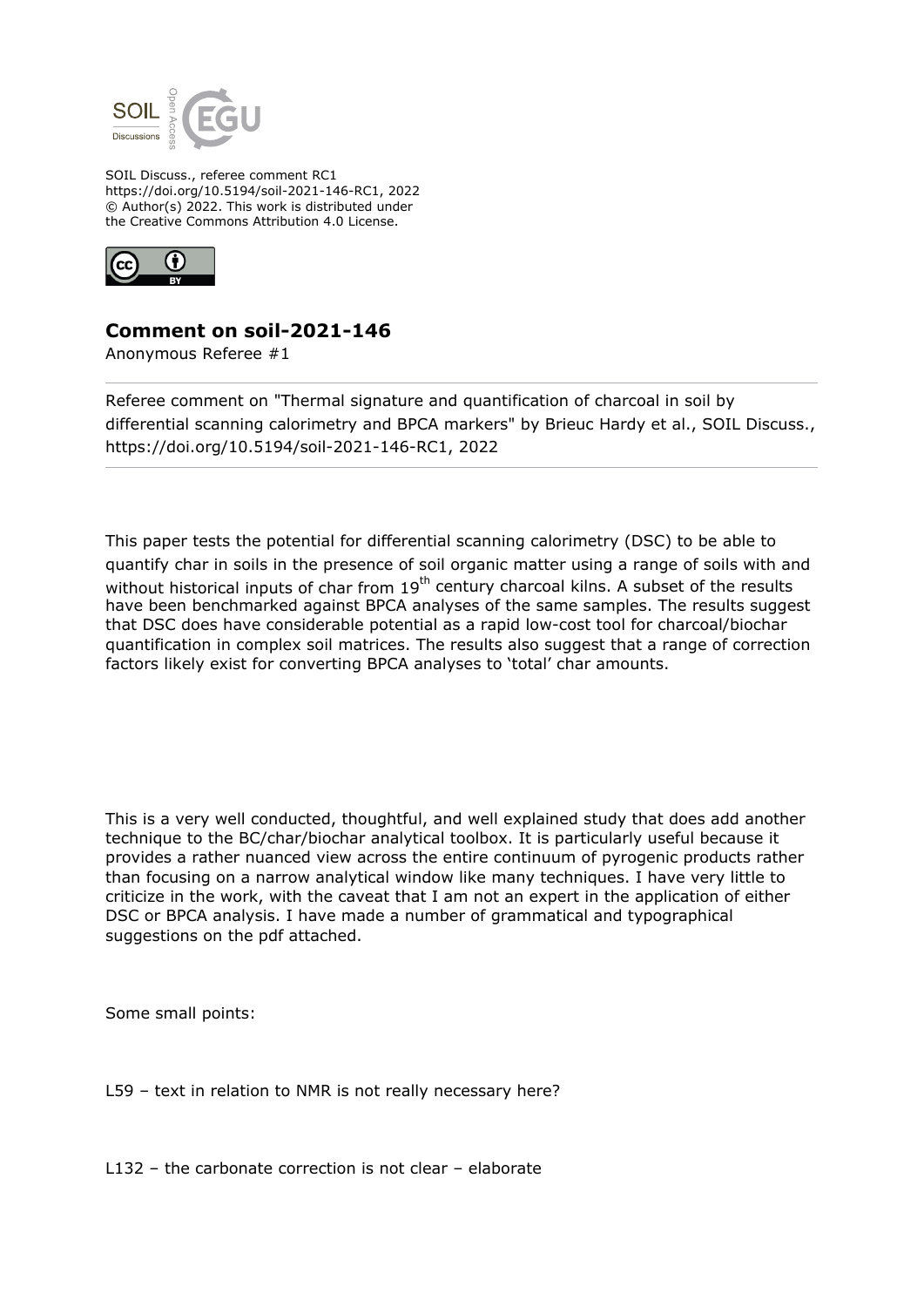SOIL Discuss., referee comment RC1
https://doi.org/10.5194/soil-2021-146-RC1, 2022
© Author(s) 2022. This work is distributed under
the Creative Commons Attribution 4.0 License.

## Comment on soil-2021-146

Anonymous Referee #1

---

Referee comment on "Thermal signature and quantification of charcoal in soil by differential scanning calorimetry and BPCA markers" by Brieuc Hardy et al., SOIL Discuss., https://doi.org/10.5194/soil-2021-146-RC1, 2022

---

This paper tests the potential for differential scanning calorimetry (DSC) to be able to quantify char in soils in the presence of soil organic matter using a range of soils with and without historical inputs of char from $19^{th}$ century charcoal kilns. A subset of the results have been benchmarked against BPCA analyses of the same samples. The results suggest that DSC does have considerable potential as a rapid low-cost tool for charcoal/biochar quantification in complex soil matrices. The results also suggest that a range of correction factors likely exist for converting BPCA analyses to 'total' char amounts.

This is a very well conducted, thoughtful, and well explained study that does add another technique to the BC/char/biochar analytical toolbox. It is particularly useful because it provides a rather nuanced view across the entire continuum of pyrogenic products rather than focusing on a narrow analytical window like many techniques. I have very little to criticize in the work, with the caveat that I am not an expert in the application of either DSC or BPCA analysis. I have made a number of grammatical and typographical suggestions on the pdf attached.

Some small points:

L59 – text in relation to NMR is not really necessary here?

L132 – the carbonate correction is not clear – elaborate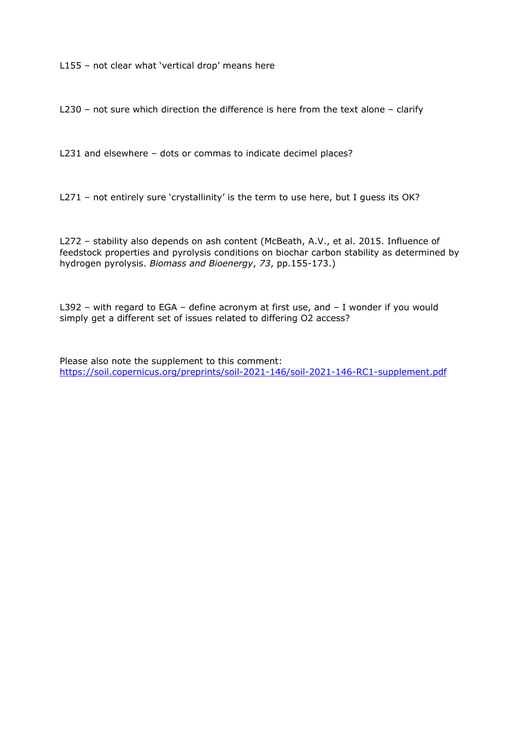L155 – not clear what 'vertical drop' means here

L230 – not sure which direction the difference is here from the text alone – clarify

L231 and elsewhere – dots or commas to indicate decimel places?

L271 – not entirely sure 'crystallinity' is the term to use here, but I guess its OK?

L272 – stability also depends on ash content (McBeath, A.V., et al. 2015. Influence of feedstock properties and pyrolysis conditions on biochar carbon stability as determined by hydrogen pyrolysis. *Biomass and Bioenergy*, *73*, pp.155-173.)

L392 – with regard to EGA – define acronym at first use, and – I wonder if you would simply get a different set of issues related to differing O2 access?

Please also note the supplement to this comment:
https://soil.copernicus.org/preprints/soil-2021-146/soil-2021-146-RC1-supplement.pdf